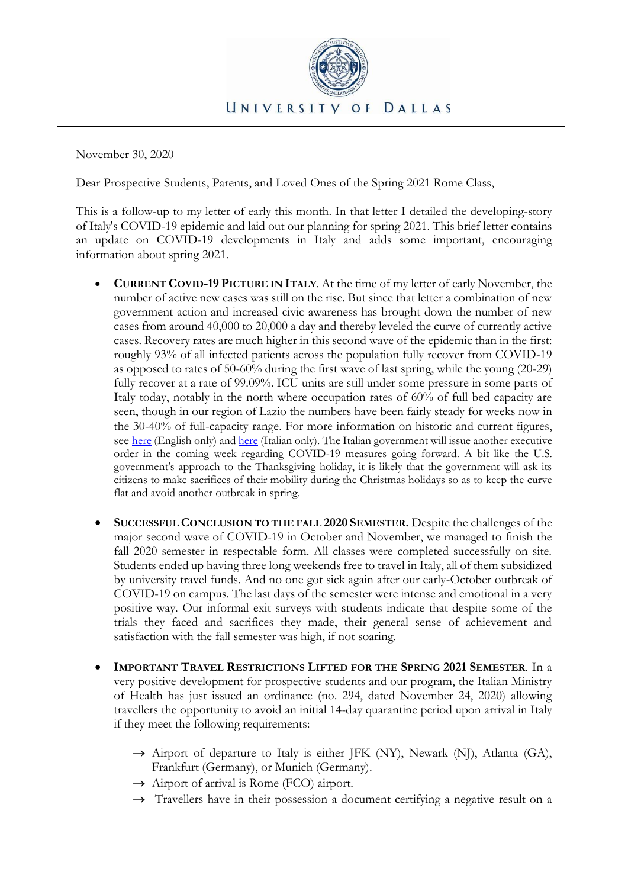UNIVERSITY OF DALLAS

November 30, 2020

Dear Prospective Students, Parents, and Loved Ones of the Spring 2021 Rome Class,

This is a follow-up to my letter of early this month. In that letter I detailed the developing-story of Italy's COVID-19 epidemic and laid out our planning for spring 2021. This brief letter contains an update on COVID-19 developments in Italy and adds some important, encouraging information about spring 2021.

- **CURRENT COVID-19 PICTURE IN ITALY**. At the time of my letter of early November, the number of active new cases was still on the rise. But since that letter a combination of new government action and increased civic awareness has brought down the number of new cases from around 40,000 to 20,000 a day and thereby leveled the curve of currently active cases. Recovery rates are much higher in this second wave of the epidemic than in the first: roughly 93% of all infected patients across the population fully recover from COVID-19 as opposed to rates of 50-60% during the first wave of last spring, while the young (20-29) fully recover at a rate of 99.09%. ICU units are still under some pressure in some parts of Italy today, notably in the north where occupation rates of 60% of full bed capacity are seen, though in our region of Lazio the numbers have been fairly steady for weeks now in the 30-40% of full-capacity range. For more information on historic and current figures, see [here] (English only) and [here] (Italian only). The Italian government will issue another executive order in the coming week regarding COVID-19 measures going forward. A bit like the U.S. government's approach to the Thanksgiving holiday, it is likely that the government will ask its citizens to make sacrifices of their mobility during the Christmas holidays so as to keep the curve flat and avoid another outbreak in spring.

- **SUCCESSFUL CONCLUSION TO THE FALL 2020 SEMESTER.** Despite the challenges of the major second wave of COVID-19 in October and November, we managed to finish the fall 2020 semester in respectable form. All classes were completed successfully on site. Students ended up having three long weekends free to travel in Italy, all of them subsidized by university travel funds. And no one got sick again after our early-October outbreak of COVID-19 on campus. The last days of the semester were intense and emotional in a very positive way. Our informal exit surveys with students indicate that despite some of the trials they faced and sacrifices they made, their general sense of achievement and satisfaction with the fall semester was high, if not soaring.

- **IMPORTANT TRAVEL RESTRICTIONS LIFTED FOR THE SPRING 2021 SEMESTER**. In a very positive development for prospective students and our program, the Italian Ministry of Health has just issued an ordinance (no. 294, dated November 24, 2020) allowing travellers the opportunity to avoid an initial 14-day quarantine period upon arrival in Italy if they meet the following requirements:

    → Airport of departure to Italy is either JFK (NY), Newark (NJ), Atlanta (GA), Frankfurt (Germany), or Munich (Germany).

    → Airport of arrival is Rome (FCO) airport.

    → Travellers have in their possession a document certifying a negative result on a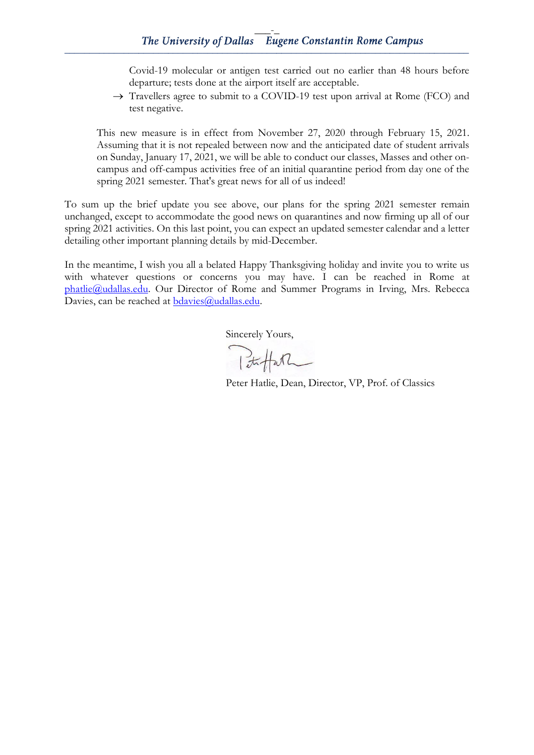Covid-19 molecular or antigen test carried out no earlier than 48 hours before departure; tests done at the airport itself are acceptable.

→ Travellers agree to submit to a COVID-19 test upon arrival at Rome (FCO) and test negative.

This new measure is in effect from November 27, 2020 through February 15, 2021. Assuming that it is not repealed between now and the anticipated date of student arrivals on Sunday, January 17, 2021, we will be able to conduct our classes, Masses and other on-campus and off-campus activities free of an initial quarantine period from day one of the spring 2021 semester. That's great news for all of us indeed!

To sum up the brief update you see above, our plans for the spring 2021 semester remain unchanged, except to accommodate the good news on quarantines and now firming up all of our spring 2021 activities. On this last point, you can expect an updated semester calendar and a letter detailing other important planning details by mid-December.

In the meantime, I wish you all a belated Happy Thanksgiving holiday and invite you to write us with whatever questions or concerns you may have. I can be reached in Rome at phatlie@udallas.edu. Our Director of Rome and Summer Programs in Irving, Mrs. Rebecca Davies, can be reached at bdavies@udallas.edu.

Sincerely Yours,

Peter Hatlie, Dean, Director, VP, Prof. of Classics